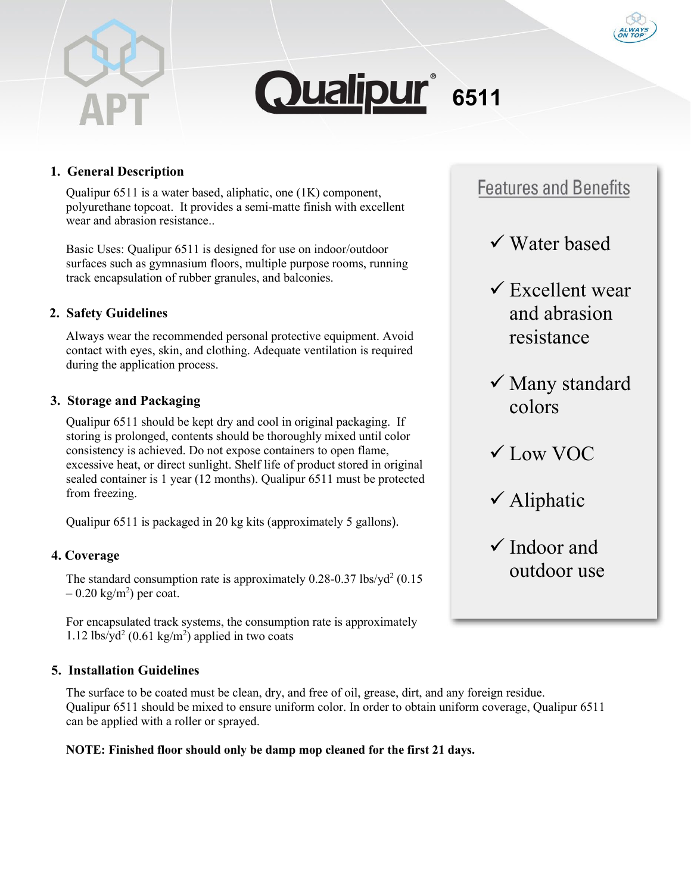# Qualipur® 6511

## 1. General Description

Qualipur 6511 is a water based, aliphatic, one (1K) component, polyurethane topcoat. It provides a semi-matte finish with excellent wear and abrasion resistance..

Basic Uses: Qualipur 6511 is designed for use on indoor/outdoor surfaces such as gymnasium floors, multiple purpose rooms, running track encapsulation of rubber granules, and balconies.

## 2. Safety Guidelines

Always wear the recommended personal protective equipment. Avoid contact with eyes, skin, and clothing. Adequate ventilation is required during the application process.

## 3. Storage and Packaging

Qualipur 6511 should be kept dry and cool in original packaging. If storing is prolonged, contents should be thoroughly mixed until color consistency is achieved. Do not expose containers to open flame, excessive heat, or direct sunlight. Shelf life of product stored in original sealed container is 1 year (12 months). Qualipur 6511 must be protected from freezing.

Qualipur 6511 is packaged in 20 kg kits (approximately 5 gallons).

## 4. Coverage

The standard consumption rate is approximately 0.28-0.37 lbs/yd$^2$ (0.15 – 0.20 kg/m$^2$) per coat.

For encapsulated track systems, the consumption rate is approximately 1.12 lbs/yd$^2$ (0.61 kg/m$^2$) applied in two coats

## Features and Benefits

- ✓ Water based
- ✓ Excellent wear and abrasion resistance
- ✓ Many standard colors
- ✓ Low VOC
- ✓ Aliphatic
- ✓ Indoor and outdoor use

## 5. Installation Guidelines

The surface to be coated must be clean, dry, and free of oil, grease, dirt, and any foreign residue. Qualipur 6511 should be mixed to ensure uniform color. In order to obtain uniform coverage, Qualipur 6511 can be applied with a roller or sprayed.

**NOTE: Finished floor should only be damp mop cleaned for the first 21 days.**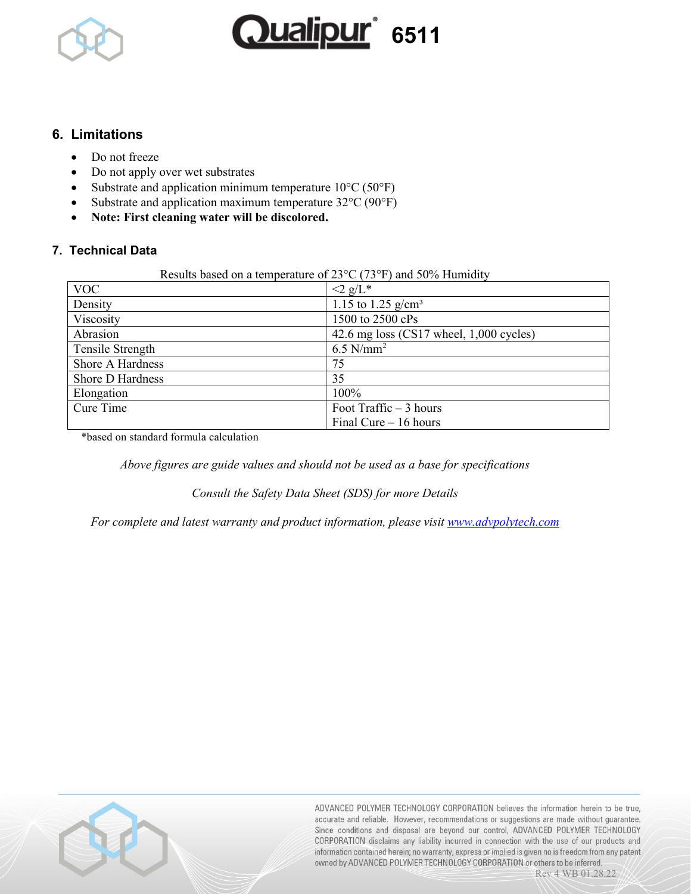## 6. Limitations

- Do not freeze
- Do not apply over wet substrates
- Substrate and application minimum temperature 10°C (50°F)
- Substrate and application maximum temperature 32°C (90°F)
- **Note: First cleaning water will be discolored.**

## 7. Technical Data

Results based on a temperature of 23°C (73°F) and 50% Humidity

| | |
|---|---|
| VOC | <2 g/L* |
| Density | 1.15 to 1.25 g/cm³ |
| Viscosity | 1500 to 2500 cPs |
| Abrasion | 42.6 mg loss (CS17 wheel, 1,000 cycles) |
| Tensile Strength | 6.5 N/mm² |
| Shore A Hardness | 75 |
| Shore D Hardness | 35 |
| Elongation | 100% |
| Cure Time | Foot Traffic – 3 hours<br>Final Cure – 16 hours |

*based on standard formula calculation

*Above figures are guide values and should not be used as a base for specifications*

*Consult the Safety Data Sheet (SDS) for more Details*

*For complete and latest warranty and product information, please visit [www.advpolytech.com](http://www.advpolytech.com)*

ADVANCED POLYMER TECHNOLOGY CORPORATION believes the information herein to be true, accurate and reliable. However, recommendations or suggestions are made without guarantee. Since conditions and disposal are beyond our control, ADVANCED POLYMER TECHNOLOGY CORPORATION disclaims any liability incurred in connection with the use of our products and information contained herein; no warranty, express or implied is given no is freedom from any patent owned by ADVANCED POLYMER TECHNOLOGY CORPORATION or others to be inferred.

Rev 4 WB 01.28.22